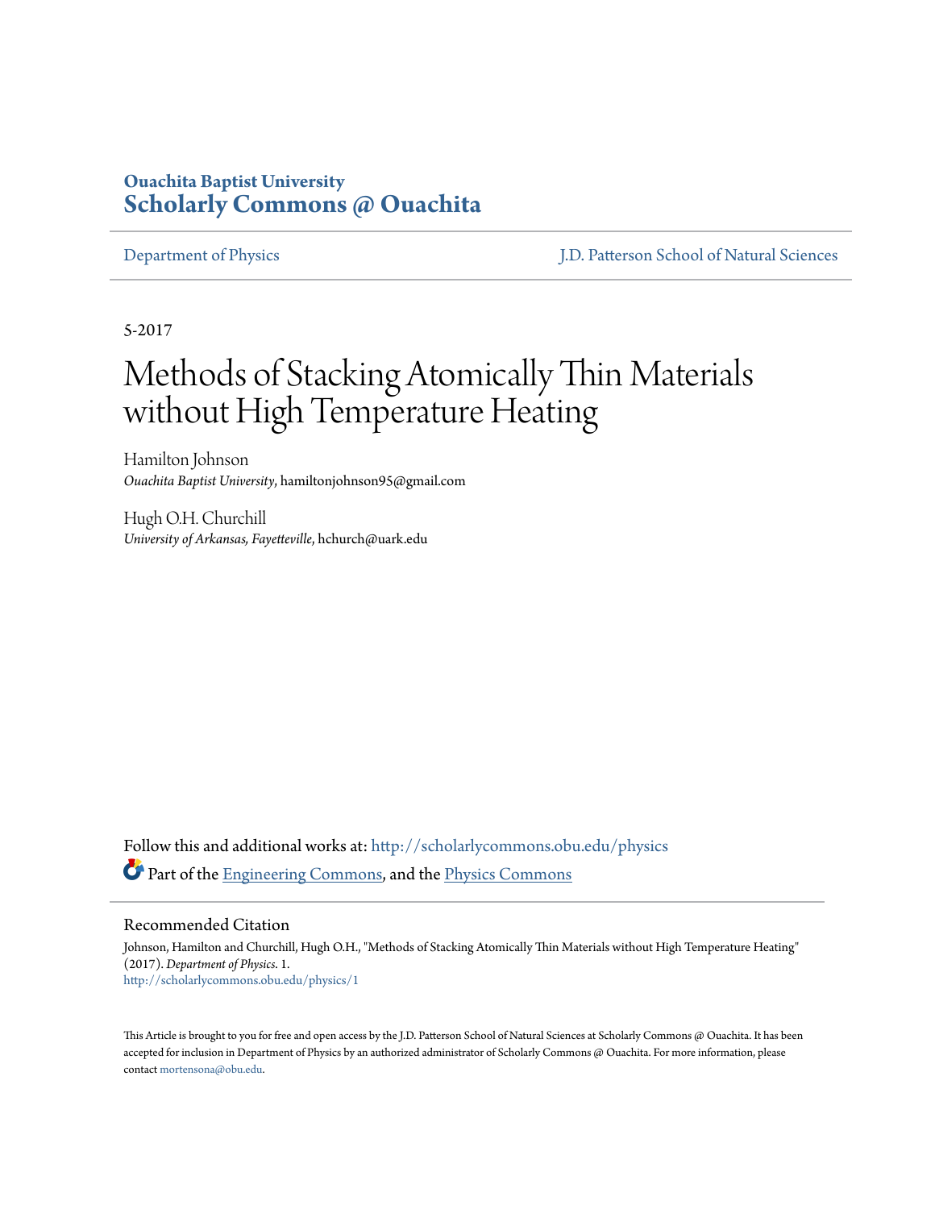Ouachita Baptist University
**Scholarly Commons @ Ouachita**

Department of Physics | J.D. Patterson School of Natural Sciences

5-2017

# Methods of Stacking Atomically Thin Materials without High Temperature Heating

Hamilton Johnson
*Ouachita Baptist University*, hamiltonjohnson95@gmail.com

Hugh O.H. Churchill
*University of Arkansas, Fayetteville*, hchurch@uark.edu

Follow this and additional works at: http://scholarlycommons.obu.edu/physics

Part of the Engineering Commons, and the Physics Commons

## Recommended Citation

Johnson, Hamilton and Churchill, Hugh O.H., "Methods of Stacking Atomically Thin Materials without High Temperature Heating" (2017). *Department of Physics*. 1.
http://scholarlycommons.obu.edu/physics/1

This Article is brought to you for free and open access by the J.D. Patterson School of Natural Sciences at Scholarly Commons @ Ouachita. It has been accepted for inclusion in Department of Physics by an authorized administrator of Scholarly Commons @ Ouachita. For more information, please contact mortensona@obu.edu.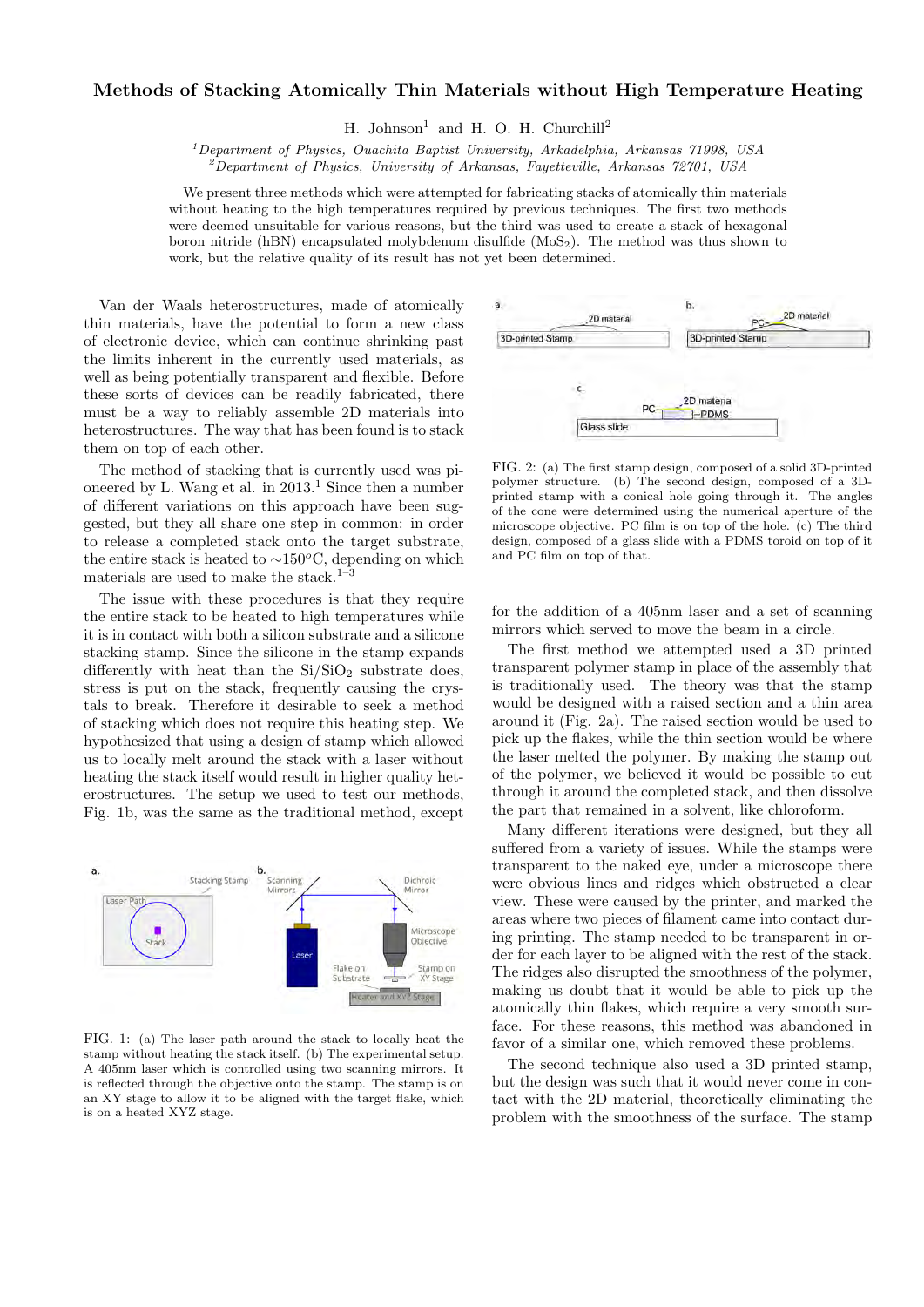# Methods of Stacking Atomically Thin Materials without High Temperature Heating

H. Johnson[1] and H. O. H. Churchill[2]

[1]Department of Physics, Ouachita Baptist University, Arkadelphia, Arkansas 71998, USA
[2]Department of Physics, University of Arkansas, Fayetteville, Arkansas 72701, USA

We present three methods which were attempted for fabricating stacks of atomically thin materials without heating to the high temperatures required by previous techniques. The first two methods were deemed unsuitable for various reasons, but the third was used to create a stack of hexagonal boron nitride (hBN) encapsulated molybdenum disulfide ($MoS_2$). The method was thus shown to work, but the relative quality of its result has not yet been determined.

Van der Waals heterostructures, made of atomically thin materials, have the potential to form a new class of electronic device, which can continue shrinking past the limits inherent in the currently used materials, as well as being potentially transparent and flexible. Before these sorts of devices can be readily fabricated, there must be a way to reliably assemble 2D materials into heterostructures. The way that has been found is to stack them on top of each other.

The method of stacking that is currently used was pioneered by L. Wang et al. in 2013.[1] Since then a number of different variations on this approach have been suggested, but they all share one step in common: in order to release a completed stack onto the target substrate, the entire stack is heated to $\sim$150$^o$C, depending on which materials are used to make the stack.[1–3]

The issue with these procedures is that they require the entire stack to be heated to high temperatures while it is in contact with both a silicon substrate and a silicone stacking stamp. Since the silicone in the stamp expands differently with heat than the Si/$SiO_2$ substrate does, stress is put on the stack, frequently causing the crystals to break. Therefore it desirable to seek a method of stacking which does not require this heating step. We hypothesized that using a design of stamp which allowed us to locally melt around the stack with a laser without heating the stack itself would result in higher quality heterostructures. The setup we used to test our methods, Fig. 1b, was the same as the traditional method, except for the addition of a 405nm laser and a set of scanning mirrors which served to move the beam in a circle.

FIG. 1: (a) The laser path around the stack to locally heat the stamp without heating the stack itself. (b) The experimental setup. A 405nm laser which is controlled using two scanning mirrors. It is reflected through the objective onto the stamp. The stamp is on an XY stage to allow it to be aligned with the target flake, which is on a heated XYZ stage.

FIG. 2: (a) The first stamp design, composed of a solid 3D-printed polymer structure. (b) The second design, composed of a 3D-printed stamp with a conical hole going through it. The angles of the cone were determined using the numerical aperture of the microscope objective. PC film is on top of the hole. (c) The third design, composed of a glass slide with a PDMS toroid on top of it and PC film on top of that.

The first method we attempted used a 3D printed transparent polymer stamp in place of the assembly that is traditionally used. The theory was that the stamp would be designed with a raised section and a thin area around it (Fig. 2a). The raised section would be used to pick up the flakes, while the thin section would be where the laser melted the polymer. By making the stamp out of the polymer, we believed it would be possible to cut through it around the completed stack, and then dissolve the part that remained in a solvent, like chloroform.

Many different iterations were designed, but they all suffered from a variety of issues. While the stamps were transparent to the naked eye, under a microscope there were obvious lines and ridges which obstructed a clear view. These were caused by the printer, and marked the areas where two pieces of filament came into contact during printing. The stamp needed to be transparent in order for each layer to be aligned with the rest of the stack. The ridges also disrupted the smoothness of the polymer, making us doubt that it would be able to pick up the atomically thin flakes, which require a very smooth surface. For these reasons, this method was abandoned in favor of a similar one, which removed these problems.

The second technique also used a 3D printed stamp, but the design was such that it would never come in contact with the 2D material, theoretically eliminating the problem with the smoothness of the surface. The stamp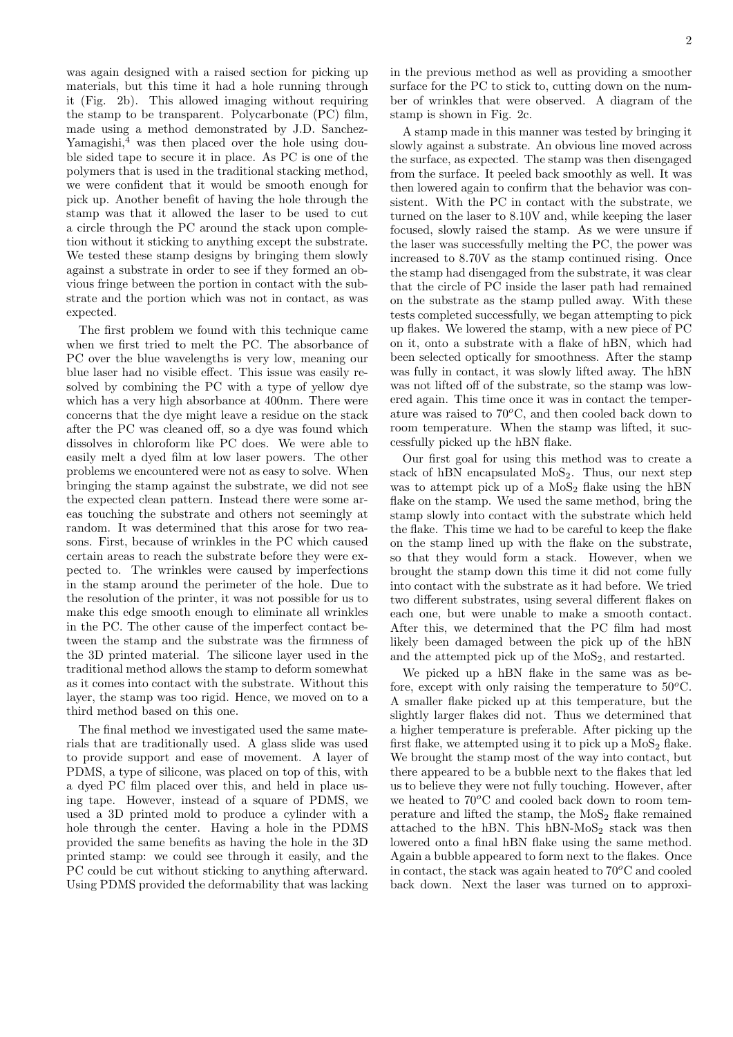was again designed with a raised section for picking up materials, but this time it had a hole running through it (Fig. 2b). This allowed imaging without requiring the stamp to be transparent. Polycarbonate (PC) film, made using a method demonstrated by J.D. Sanchez-Yamagishi,[4] was then placed over the hole using double sided tape to secure it in place. As PC is one of the polymers that is used in the traditional stacking method, we were confident that it would be smooth enough for pick up. Another benefit of having the hole through the stamp was that it allowed the laser to be used to cut a circle through the PC around the stack upon completion without it sticking to anything except the substrate. We tested these stamp designs by bringing them slowly against a substrate in order to see if they formed an obvious fringe between the portion in contact with the substrate and the portion which was not in contact, as was expected.

The first problem we found with this technique came when we first tried to melt the PC. The absorbance of PC over the blue wavelengths is very low, meaning our blue laser had no visible effect. This issue was easily resolved by combining the PC with a type of yellow dye which has a very high absorbance at 400nm. There were concerns that the dye might leave a residue on the stack after the PC was cleaned off, so a dye was found which dissolves in chloroform like PC does. We were able to easily melt a dyed film at low laser powers. The other problems we encountered were not as easy to solve. When bringing the stamp against the substrate, we did not see the expected clean pattern. Instead there were some areas touching the substrate and others not seemingly at random. It was determined that this arose for two reasons. First, because of wrinkles in the PC which caused certain areas to reach the substrate before they were expected to. The wrinkles were caused by imperfections in the stamp around the perimeter of the hole. Due to the resolution of the printer, it was not possible for us to make this edge smooth enough to eliminate all wrinkles in the PC. The other cause of the imperfect contact between the stamp and the substrate was the firmness of the 3D printed material. The silicone layer used in the traditional method allows the stamp to deform somewhat as it comes into contact with the substrate. Without this layer, the stamp was too rigid. Hence, we moved on to a third method based on this one.

The final method we investigated used the same materials that are traditionally used. A glass slide was used to provide support and ease of movement. A layer of PDMS, a type of silicone, was placed on top of this, with a dyed PC film placed over this, and held in place using tape. However, instead of a square of PDMS, we used a 3D printed mold to produce a cylinder with a hole through the center. Having a hole in the PDMS provided the same benefits as having the hole in the 3D printed stamp: we could see through it easily, and the PC could be cut without sticking to anything afterward. Using PDMS provided the deformability that was lacking in the previous method as well as providing a smoother surface for the PC to stick to, cutting down on the number of wrinkles that were observed. A diagram of the stamp is shown in Fig. 2c.

A stamp made in this manner was tested by bringing it slowly against a substrate. An obvious line moved across the surface, as expected. The stamp was then disengaged from the surface. It peeled back smoothly as well. It was then lowered again to confirm that the behavior was consistent. With the PC in contact with the substrate, we turned on the laser to 8.10V and, while keeping the laser focused, slowly raised the stamp. As we were unsure if the laser was successfully melting the PC, the power was increased to 8.70V as the stamp continued rising. Once the stamp had disengaged from the substrate, it was clear that the circle of PC inside the laser path had remained on the substrate as the stamp pulled away. With these tests completed successfully, we began attempting to pick up flakes. We lowered the stamp, with a new piece of PC on it, onto a substrate with a flake of hBN, which had been selected optically for smoothness. After the stamp was fully in contact, it was slowly lifted away. The hBN was not lifted off of the substrate, so the stamp was lowered again. This time once it was in contact the temperature was raised to $70^o$C, and then cooled back down to room temperature. When the stamp was lifted, it successfully picked up the hBN flake.

Our first goal for using this method was to create a stack of hBN encapsulated $MoS_2$. Thus, our next step was to attempt pick up of a $MoS_2$ flake using the hBN flake on the stamp. We used the same method, bring the stamp slowly into contact with the substrate which held the flake. This time we had to be careful to keep the flake on the stamp lined up with the flake on the substrate, so that they would form a stack. However, when we brought the stamp down this time it did not come fully into contact with the substrate as it had before. We tried two different substrates, using several different flakes on each one, but were unable to make a smooth contact. After this, we determined that the PC film had most likely been damaged between the pick up of the hBN and the attempted pick up of the $MoS_2$, and restarted.

We picked up a hBN flake in the same was as before, except with only raising the temperature to $50^o$C. A smaller flake picked up at this temperature, but the slightly larger flakes did not. Thus we determined that a higher temperature is preferable. After picking up the first flake, we attempted using it to pick up a $MoS_2$ flake. We brought the stamp most of the way into contact, but there appeared to be a bubble next to the flakes that led us to believe they were not fully touching. However, after we heated to $70^o$C and cooled back down to room temperature and lifted the stamp, the $MoS_2$ flake remained attached to the hBN. This hBN-$MoS_2$ stack was then lowered onto a final hBN flake using the same method. Again a bubble appeared to form next to the flakes. Once in contact, the stack was again heated to $70^o$C and cooled back down. Next the laser was turned on to approxi-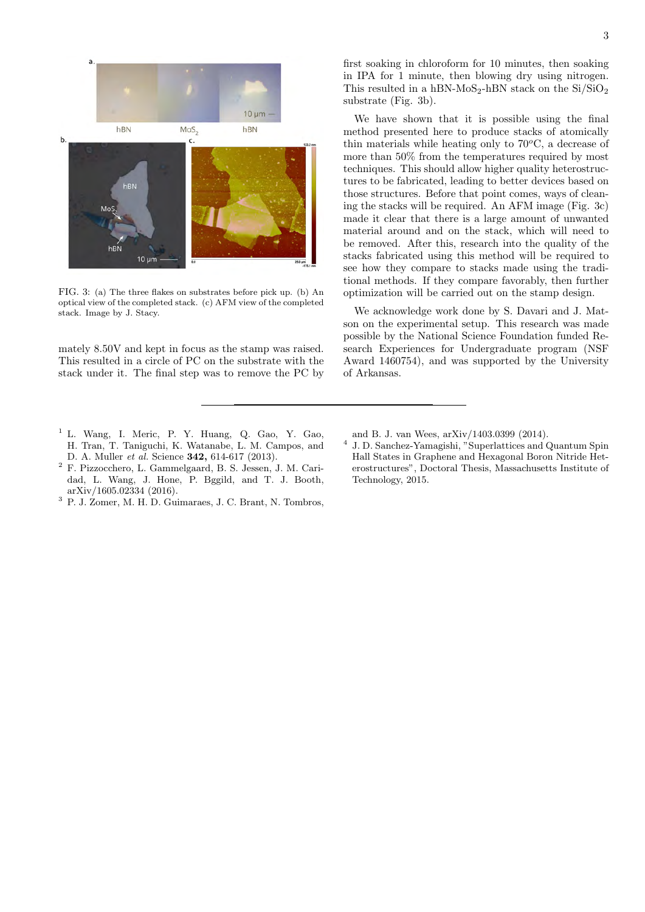a. hBN MoS$_2$ hBN 10 μm

b. hBN MoS$_2$ hBN 10 μm

c.

FIG. 3: (a) The three flakes on substrates before pick up. (b) An optical view of the completed stack. (c) AFM view of the completed stack. Image by J. Stacy.

mately 8.50V and kept in focus as the stamp was raised. This resulted in a circle of PC on the substrate with the stack under it. The final step was to remove the PC by first soaking in chloroform for 10 minutes, then soaking in IPA for 1 minute, then blowing dry using nitrogen. This resulted in a hBN-$MoS_2$-hBN stack on the Si/$SiO_2$ substrate (Fig. 3b).

We have shown that it is possible using the final method presented here to produce stacks of atomically thin materials while heating only to 70$^o$C, a decrease of more than 50% from the temperatures required by most techniques. This should allow higher quality heterostructures to be fabricated, leading to better devices based on those structures. Before that point comes, ways of cleaning the stacks will be required. An AFM image (Fig. 3c) made it clear that there is a large amount of unwanted material around and on the stack, which will need to be removed. After this, research into the quality of the stacks fabricated using this method will be required to see how they compare to stacks made using the traditional methods. If they compare favorably, then further optimization will be carried out on the stamp design.

We acknowledge work done by S. Davari and J. Matson on the experimental setup. This research was made possible by the National Science Foundation funded Research Experiences for Undergraduate program (NSF Award 1460754), and was supported by the University of Arkansas.

---

[1] L. Wang, I. Meric, P. Y. Huang, Q. Gao, Y. Gao, H. Tran, T. Taniguchi, K. Watanabe, L. M. Campos, and D. A. Muller *et al.* Science **342,** 614-617 (2013).

[2] F. Pizzocchero, L. Gammelgaard, B. S. Jessen, J. M. Caridad, L. Wang, J. Hone, P. Bggild, and T. J. Booth, arXiv/1605.02334 (2016).

[3] P. J. Zomer, M. H. D. Guimaraes, J. C. Brant, N. Tombros, and B. J. van Wees, arXiv/1403.0399 (2014).

[4] J. D. Sanchez-Yamagishi, "Superlattices and Quantum Spin Hall States in Graphene and Hexagonal Boron Nitride Heterostructures", Doctoral Thesis, Massachusetts Institute of Technology, 2015.